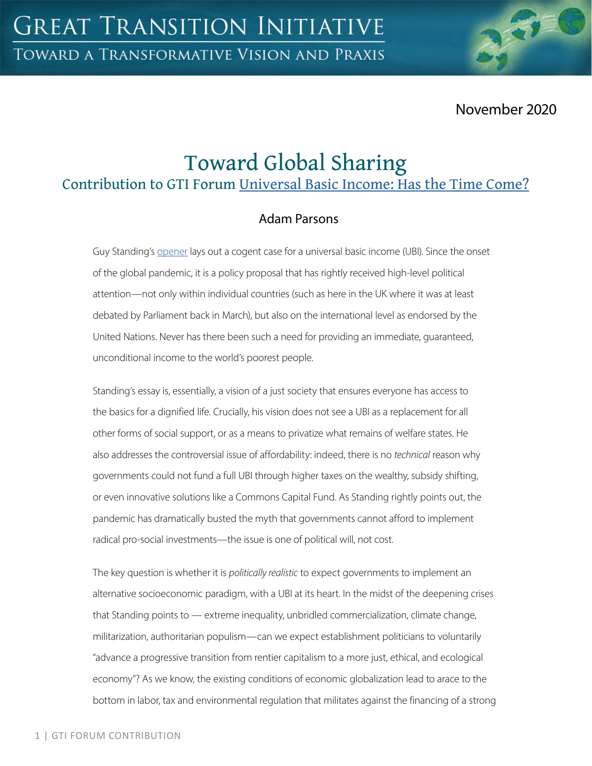GREAT TRANSITION INITIATIVE

TOWARD A TRANSFORMATIVE VISION AND PRAXIS

November 2020

# Toward Global Sharing

## Contribution to GTI Forum Universal Basic Income: Has the Time Come?

Adam Parsons

Guy Standing's opener lays out a cogent case for a universal basic income (UBI). Since the onset of the global pandemic, it is a policy proposal that has rightly received high-level political attention—not only within individual countries (such as here in the UK where it was at least debated by Parliament back in March), but also on the international level as endorsed by the United Nations. Never has there been such a need for providing an immediate, guaranteed, unconditional income to the world's poorest people.

Standing's essay is, essentially, a vision of a just society that ensures everyone has access to the basics for a dignified life. Crucially, his vision does not see a UBI as a replacement for all other forms of social support, or as a means to privatize what remains of welfare states. He also addresses the controversial issue of affordability: indeed, there is no *technical* reason why governments could not fund a full UBI through higher taxes on the wealthy, subsidy shifting, or even innovative solutions like a Commons Capital Fund. As Standing rightly points out, the pandemic has dramatically busted the myth that governments cannot afford to implement radical pro-social investments—the issue is one of political will, not cost.

The key question is whether it is *politically realistic* to expect governments to implement an alternative socioeconomic paradigm, with a UBI at its heart. In the midst of the deepening crises that Standing points to — extreme inequality, unbridled commercialization, climate change, militarization, authoritarian populism—can we expect establishment politicians to voluntarily "advance a progressive transition from rentier capitalism to a more just, ethical, and ecological economy"? As we know, the existing conditions of economic globalization lead to arace to the bottom in labor, tax and environmental regulation that militates against the financing of a strong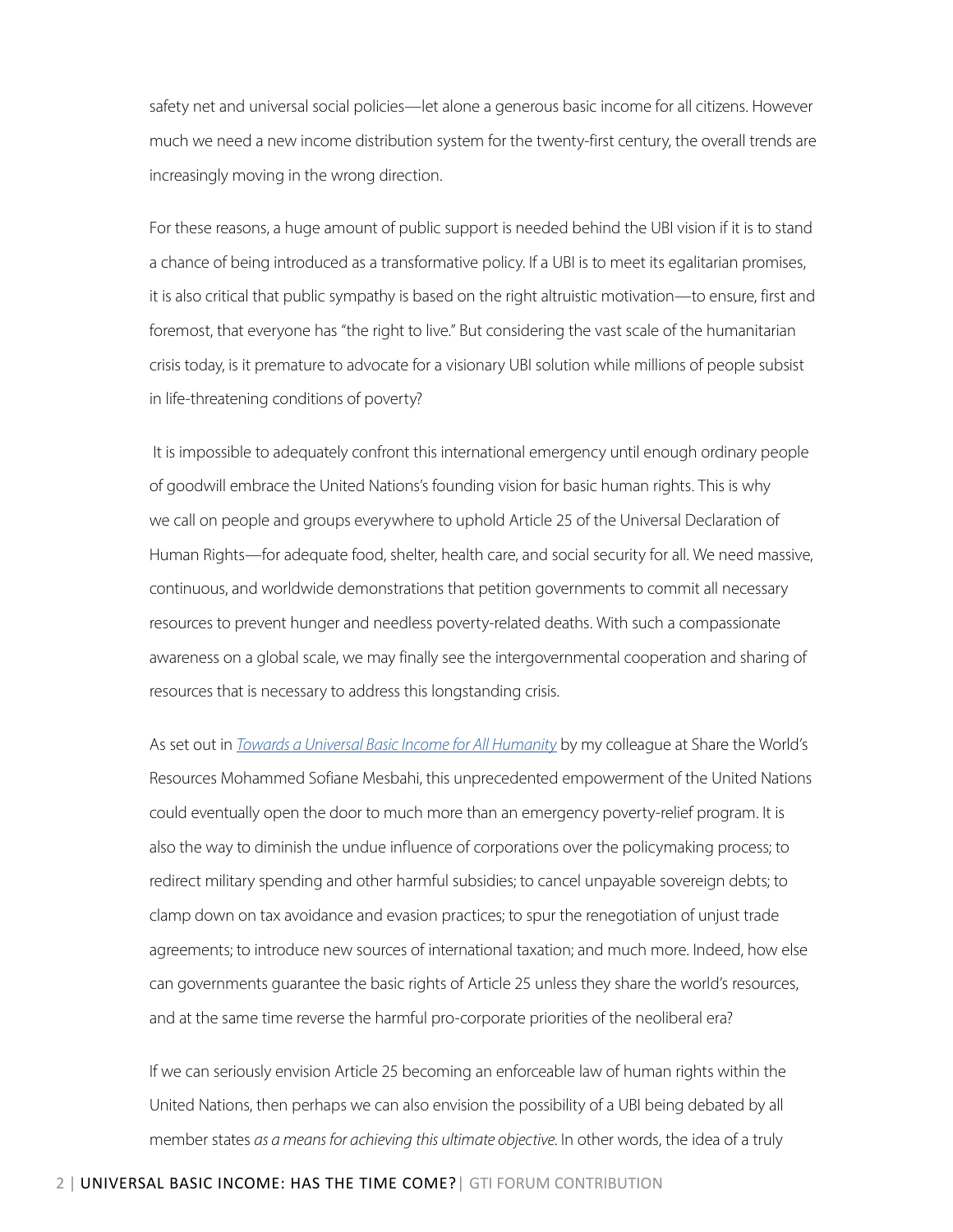safety net and universal social policies—let alone a generous basic income for all citizens. However much we need a new income distribution system for the twenty-first century, the overall trends are increasingly moving in the wrong direction.

For these reasons, a huge amount of public support is needed behind the UBI vision if it is to stand a chance of being introduced as a transformative policy. If a UBI is to meet its egalitarian promises, it is also critical that public sympathy is based on the right altruistic motivation—to ensure, first and foremost, that everyone has "the right to live." But considering the vast scale of the humanitarian crisis today, is it premature to advocate for a visionary UBI solution while millions of people subsist in life-threatening conditions of poverty?

It is impossible to adequately confront this international emergency until enough ordinary people of goodwill embrace the United Nations's founding vision for basic human rights. This is why we call on people and groups everywhere to uphold Article 25 of the Universal Declaration of Human Rights—for adequate food, shelter, health care, and social security for all. We need massive, continuous, and worldwide demonstrations that petition governments to commit all necessary resources to prevent hunger and needless poverty-related deaths. With such a compassionate awareness on a global scale, we may finally see the intergovernmental cooperation and sharing of resources that is necessary to address this longstanding crisis.

As set out in *Towards a Universal Basic Income for All Humanity* by my colleague at Share the World's Resources Mohammed Sofiane Mesbahi, this unprecedented empowerment of the United Nations could eventually open the door to much more than an emergency poverty-relief program. It is also the way to diminish the undue influence of corporations over the policymaking process; to redirect military spending and other harmful subsidies; to cancel unpayable sovereign debts; to clamp down on tax avoidance and evasion practices; to spur the renegotiation of unjust trade agreements; to introduce new sources of international taxation; and much more. Indeed, how else can governments guarantee the basic rights of Article 25 unless they share the world's resources, and at the same time reverse the harmful pro-corporate priorities of the neoliberal era?

If we can seriously envision Article 25 becoming an enforceable law of human rights within the United Nations, then perhaps we can also envision the possibility of a UBI being debated by all member states *as a means for achieving this ultimate objective*. In other words, the idea of a truly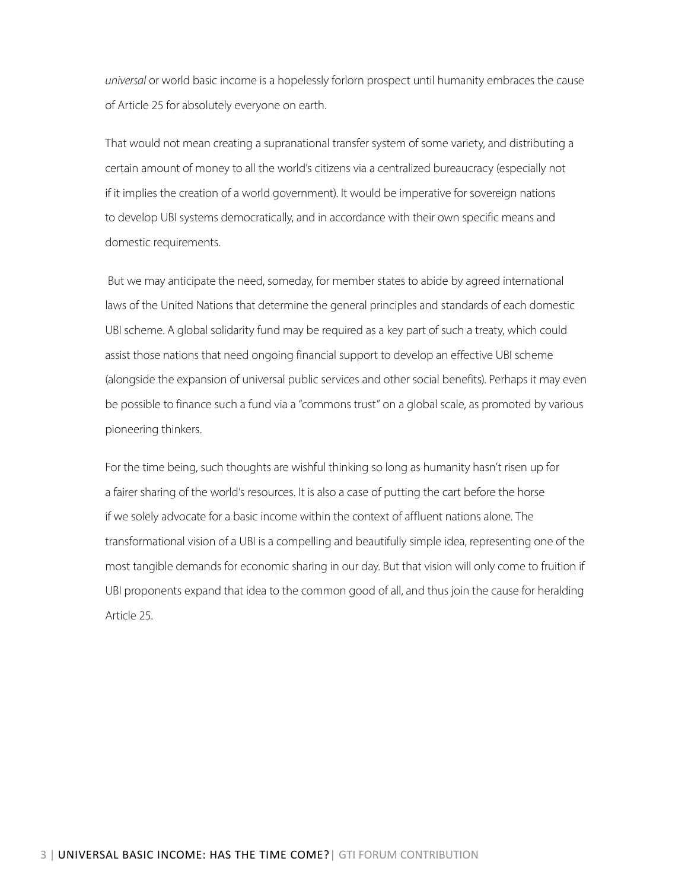*universal* or world basic income is a hopelessly forlorn prospect until humanity embraces the cause of Article 25 for absolutely everyone on earth.

That would not mean creating a supranational transfer system of some variety, and distributing a certain amount of money to all the world's citizens via a centralized bureaucracy (especially not if it implies the creation of a world government). It would be imperative for sovereign nations to develop UBI systems democratically, and in accordance with their own specific means and domestic requirements.

But we may anticipate the need, someday, for member states to abide by agreed international laws of the United Nations that determine the general principles and standards of each domestic UBI scheme. A global solidarity fund may be required as a key part of such a treaty, which could assist those nations that need ongoing financial support to develop an effective UBI scheme (alongside the expansion of universal public services and other social benefits). Perhaps it may even be possible to finance such a fund via a "commons trust" on a global scale, as promoted by various pioneering thinkers.

For the time being, such thoughts are wishful thinking so long as humanity hasn't risen up for a fairer sharing of the world's resources. It is also a case of putting the cart before the horse if we solely advocate for a basic income within the context of affluent nations alone. The transformational vision of a UBI is a compelling and beautifully simple idea, representing one of the most tangible demands for economic sharing in our day. But that vision will only come to fruition if UBI proponents expand that idea to the common good of all, and thus join the cause for heralding Article 25.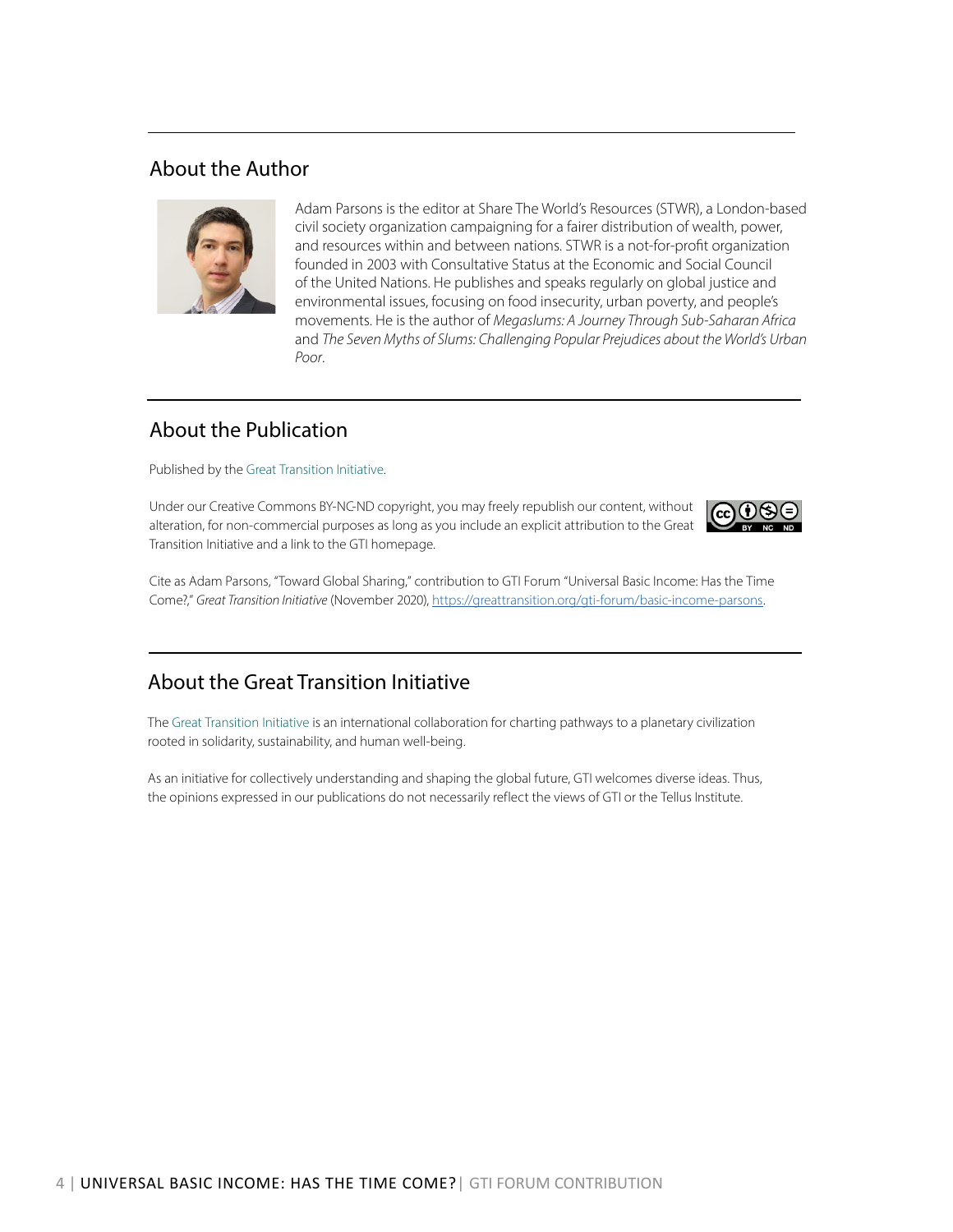## About the Author

Adam Parsons is the editor at Share The World's Resources (STWR), a London-based civil society organization campaigning for a fairer distribution of wealth, power, and resources within and between nations. STWR is a not-for-profit organization founded in 2003 with Consultative Status at the Economic and Social Council of the United Nations. He publishes and speaks regularly on global justice and environmental issues, focusing on food insecurity, urban poverty, and people's movements. He is the author of *Megaslums: A Journey Through Sub-Saharan Africa* and *The Seven Myths of Slums: Challenging Popular Prejudices about the World's Urban Poor*.

## About the Publication

Published by the Great Transition Initiative.

Under our Creative Commons BY-NC-ND copyright, you may freely republish our content, without alteration, for non-commercial purposes as long as you include an explicit attribution to the Great Transition Initiative and a link to the GTI homepage.

Cite as Adam Parsons, "Toward Global Sharing," contribution to GTI Forum "Universal Basic Income: Has the Time Come?," *Great Transition Initiative* (November 2020), https://greattransition.org/gti-forum/basic-income-parsons.

## About the Great Transition Initiative

The Great Transition Initiative is an international collaboration for charting pathways to a planetary civilization rooted in solidarity, sustainability, and human well-being.

As an initiative for collectively understanding and shaping the global future, GTI welcomes diverse ideas. Thus, the opinions expressed in our publications do not necessarily reflect the views of GTI or the Tellus Institute.